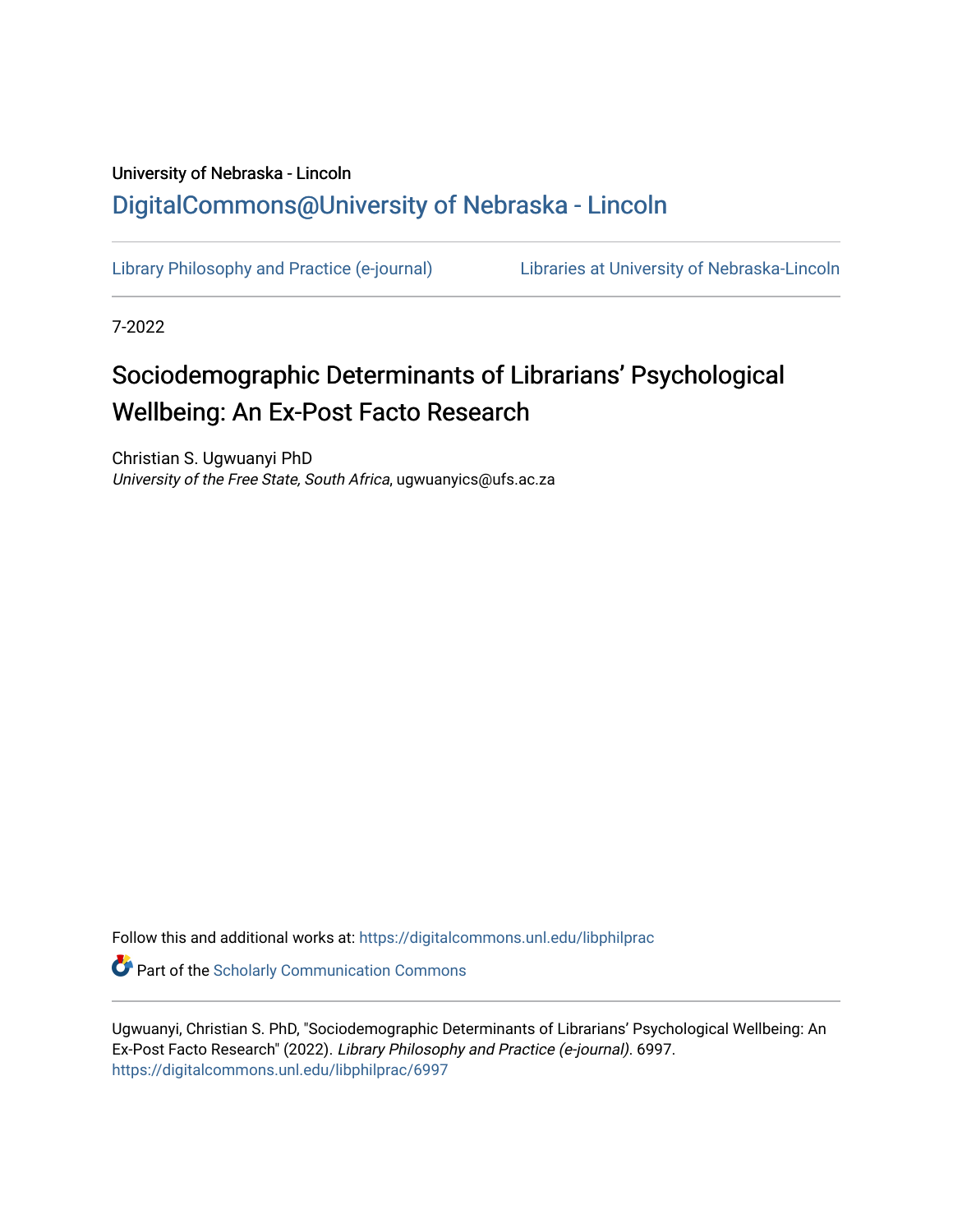University of Nebraska - Lincoln

DigitalCommons@University of Nebraska - Lincoln

Library Philosophy and Practice (e-journal)　　Libraries at University of Nebraska-Lincoln

7-2022

# Sociodemographic Determinants of Librarians' Psychological Wellbeing: An Ex-Post Facto Research

Christian S. Ugwuanyi PhD
*University of the Free State, South Africa*, ugwuanyics@ufs.ac.za

Follow this and additional works at: https://digitalcommons.unl.edu/libphilprac

Part of the Scholarly Communication Commons

Ugwuanyi, Christian S. PhD, "Sociodemographic Determinants of Librarians' Psychological Wellbeing: An Ex-Post Facto Research" (2022). *Library Philosophy and Practice (e-journal)*. 6997.
https://digitalcommons.unl.edu/libphilprac/6997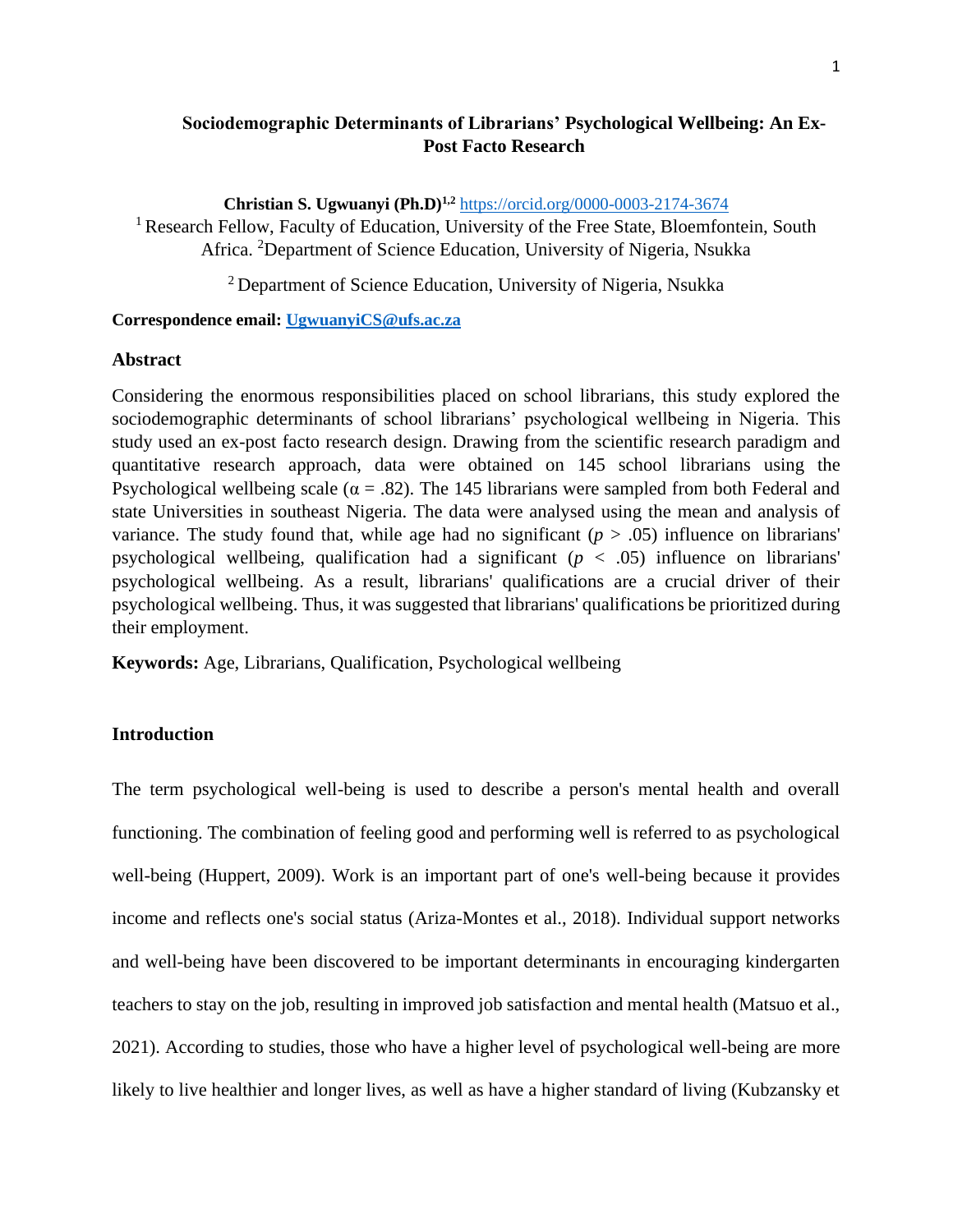# Sociodemographic Determinants of Librarians' Psychological Wellbeing: An Ex-Post Facto Research

**Christian S. Ugwuanyi (Ph.D)[1,2]** https://orcid.org/0000-0003-2174-3674

[1] Research Fellow, Faculty of Education, University of the Free State, Bloemfontein, South Africa. [2]Department of Science Education, University of Nigeria, Nsukka

[2] Department of Science Education, University of Nigeria, Nsukka

**Correspondence email: UgwuanyiCS@ufs.ac.za**

## Abstract

Considering the enormous responsibilities placed on school librarians, this study explored the sociodemographic determinants of school librarians' psychological wellbeing in Nigeria. This study used an ex-post facto research design. Drawing from the scientific research paradigm and quantitative research approach, data were obtained on 145 school librarians using the Psychological wellbeing scale ($\alpha = .82$). The 145 librarians were sampled from both Federal and state Universities in southeast Nigeria. The data were analysed using the mean and analysis of variance. The study found that, while age had no significant ($p > .05$) influence on librarians' psychological wellbeing, qualification had a significant ($p < .05$) influence on librarians' psychological wellbeing. As a result, librarians' qualifications are a crucial driver of their psychological wellbeing. Thus, it was suggested that librarians' qualifications be prioritized during their employment.

**Keywords:** Age, Librarians, Qualification, Psychological wellbeing

## Introduction

The term psychological well-being is used to describe a person's mental health and overall functioning. The combination of feeling good and performing well is referred to as psychological well-being (Huppert, 2009). Work is an important part of one's well-being because it provides income and reflects one's social status (Ariza-Montes et al., 2018). Individual support networks and well-being have been discovered to be important determinants in encouraging kindergarten teachers to stay on the job, resulting in improved job satisfaction and mental health (Matsuo et al., 2021). According to studies, those who have a higher level of psychological well-being are more likely to live healthier and longer lives, as well as have a higher standard of living (Kubzansky et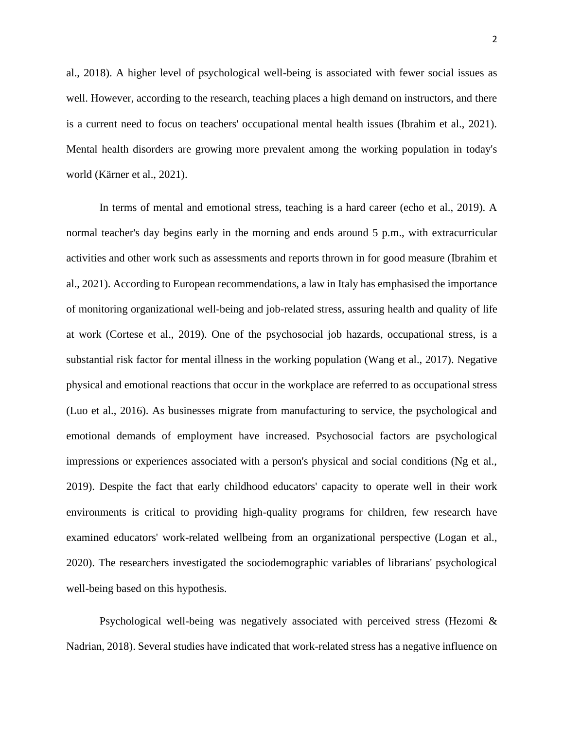al., 2018). A higher level of psychological well-being is associated with fewer social issues as well. However, according to the research, teaching places a high demand on instructors, and there is a current need to focus on teachers' occupational mental health issues (Ibrahim et al., 2021). Mental health disorders are growing more prevalent among the working population in today's world (Kärner et al., 2021).

In terms of mental and emotional stress, teaching is a hard career (echo et al., 2019). A normal teacher's day begins early in the morning and ends around 5 p.m., with extracurricular activities and other work such as assessments and reports thrown in for good measure (Ibrahim et al., 2021). According to European recommendations, a law in Italy has emphasised the importance of monitoring organizational well-being and job-related stress, assuring health and quality of life at work (Cortese et al., 2019). One of the psychosocial job hazards, occupational stress, is a substantial risk factor for mental illness in the working population (Wang et al., 2017). Negative physical and emotional reactions that occur in the workplace are referred to as occupational stress (Luo et al., 2016). As businesses migrate from manufacturing to service, the psychological and emotional demands of employment have increased. Psychosocial factors are psychological impressions or experiences associated with a person's physical and social conditions (Ng et al., 2019). Despite the fact that early childhood educators' capacity to operate well in their work environments is critical to providing high-quality programs for children, few research have examined educators' work-related wellbeing from an organizational perspective (Logan et al., 2020). The researchers investigated the sociodemographic variables of librarians' psychological well-being based on this hypothesis.

Psychological well-being was negatively associated with perceived stress (Hezomi & Nadrian, 2018). Several studies have indicated that work-related stress has a negative influence on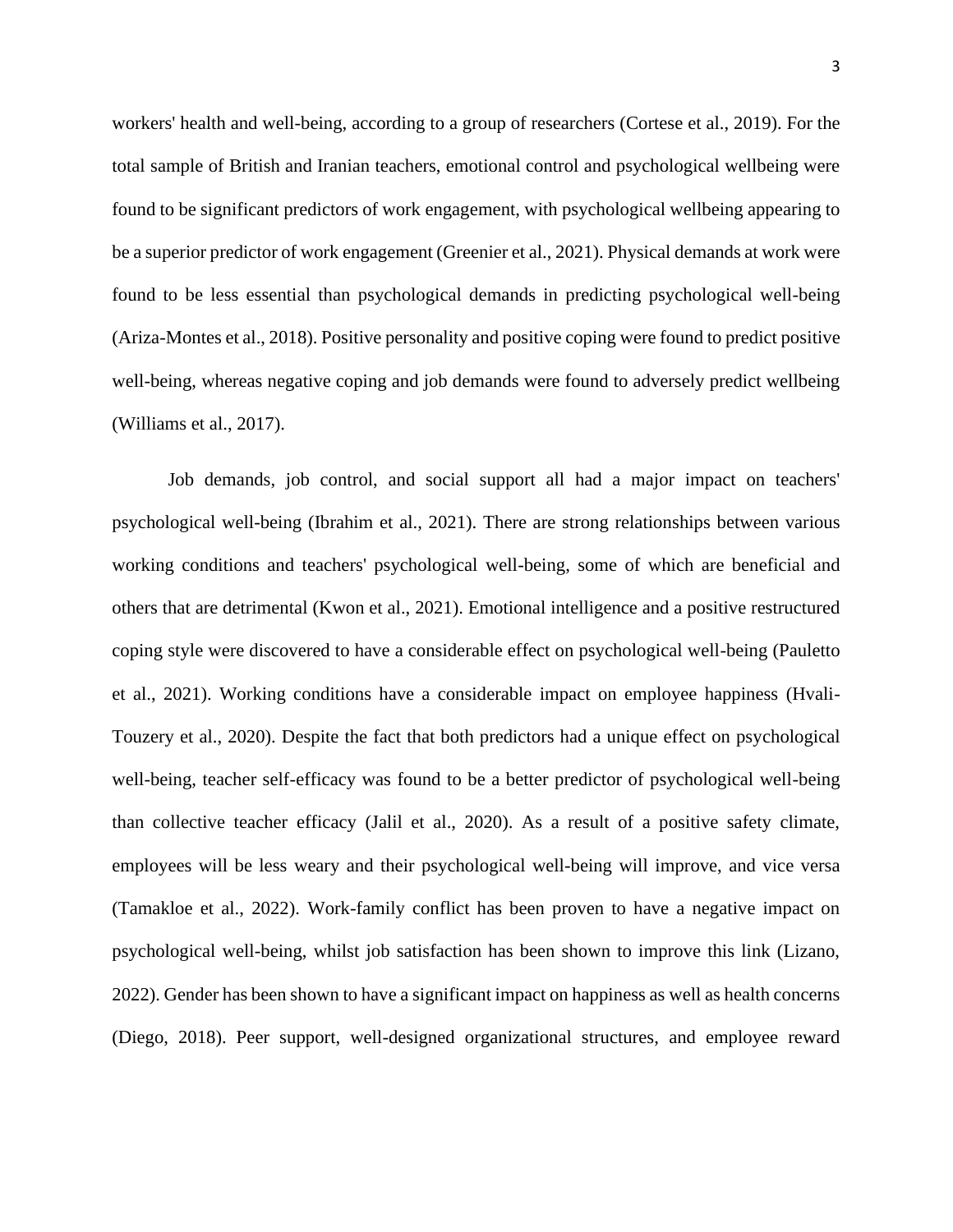workers' health and well-being, according to a group of researchers (Cortese et al., 2019). For the total sample of British and Iranian teachers, emotional control and psychological wellbeing were found to be significant predictors of work engagement, with psychological wellbeing appearing to be a superior predictor of work engagement (Greenier et al., 2021). Physical demands at work were found to be less essential than psychological demands in predicting psychological well-being (Ariza-Montes et al., 2018). Positive personality and positive coping were found to predict positive well-being, whereas negative coping and job demands were found to adversely predict wellbeing (Williams et al., 2017).

Job demands, job control, and social support all had a major impact on teachers' psychological well-being (Ibrahim et al., 2021). There are strong relationships between various working conditions and teachers' psychological well-being, some of which are beneficial and others that are detrimental (Kwon et al., 2021). Emotional intelligence and a positive restructured coping style were discovered to have a considerable effect on psychological well-being (Pauletto et al., 2021). Working conditions have a considerable impact on employee happiness (Hvali-Touzery et al., 2020). Despite the fact that both predictors had a unique effect on psychological well-being, teacher self-efficacy was found to be a better predictor of psychological well-being than collective teacher efficacy (Jalil et al., 2020). As a result of a positive safety climate, employees will be less weary and their psychological well-being will improve, and vice versa (Tamakloe et al., 2022). Work-family conflict has been proven to have a negative impact on psychological well-being, whilst job satisfaction has been shown to improve this link (Lizano, 2022). Gender has been shown to have a significant impact on happiness as well as health concerns (Diego, 2018). Peer support, well-designed organizational structures, and employee reward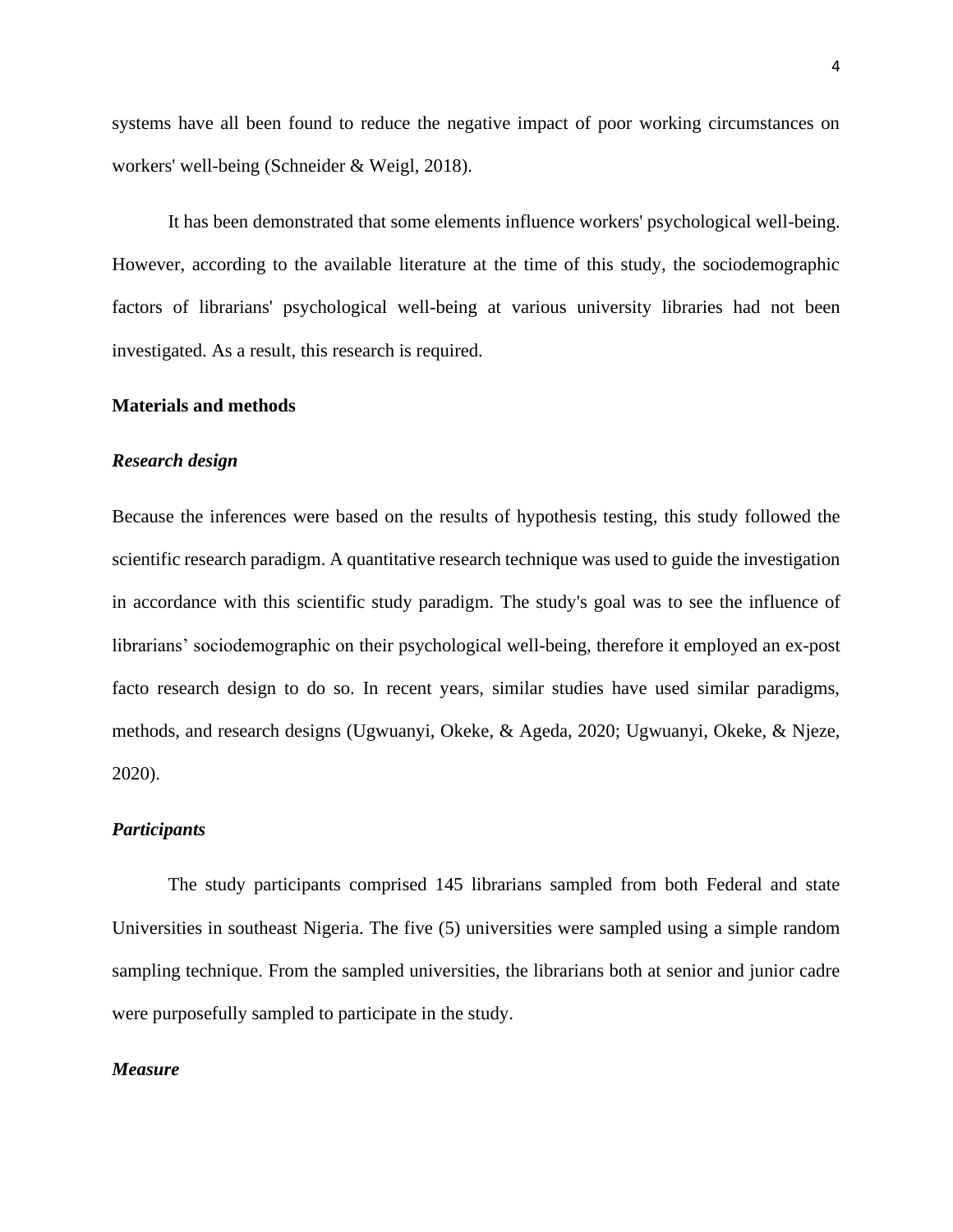systems have all been found to reduce the negative impact of poor working circumstances on workers' well-being (Schneider & Weigl, 2018).

It has been demonstrated that some elements influence workers' psychological well-being. However, according to the available literature at the time of this study, the sociodemographic factors of librarians' psychological well-being at various university libraries had not been investigated. As a result, this research is required.

## Materials and methods

### *Research design*

Because the inferences were based on the results of hypothesis testing, this study followed the scientific research paradigm. A quantitative research technique was used to guide the investigation in accordance with this scientific study paradigm. The study's goal was to see the influence of librarians' sociodemographic on their psychological well-being, therefore it employed an ex-post facto research design to do so. In recent years, similar studies have used similar paradigms, methods, and research designs (Ugwuanyi, Okeke, & Ageda, 2020; Ugwuanyi, Okeke, & Njeze, 2020).

### *Participants*

The study participants comprised 145 librarians sampled from both Federal and state Universities in southeast Nigeria. The five (5) universities were sampled using a simple random sampling technique. From the sampled universities, the librarians both at senior and junior cadre were purposefully sampled to participate in the study.

### *Measure*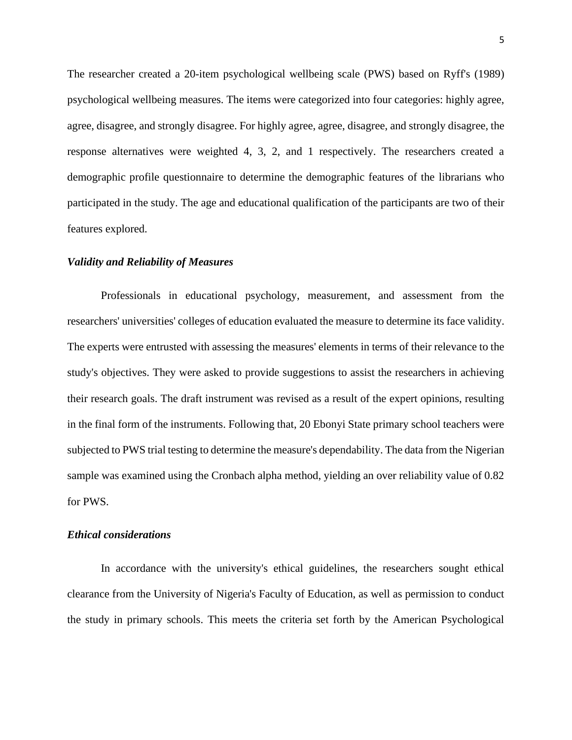The researcher created a 20-item psychological wellbeing scale (PWS) based on Ryff's (1989) psychological wellbeing measures. The items were categorized into four categories: highly agree, agree, disagree, and strongly disagree. For highly agree, agree, disagree, and strongly disagree, the response alternatives were weighted 4, 3, 2, and 1 respectively. The researchers created a demographic profile questionnaire to determine the demographic features of the librarians who participated in the study. The age and educational qualification of the participants are two of their features explored.

### *Validity and Reliability of Measures*

Professionals in educational psychology, measurement, and assessment from the researchers' universities' colleges of education evaluated the measure to determine its face validity. The experts were entrusted with assessing the measures' elements in terms of their relevance to the study's objectives. They were asked to provide suggestions to assist the researchers in achieving their research goals. The draft instrument was revised as a result of the expert opinions, resulting in the final form of the instruments. Following that, 20 Ebonyi State primary school teachers were subjected to PWS trial testing to determine the measure's dependability. The data from the Nigerian sample was examined using the Cronbach alpha method, yielding an over reliability value of 0.82 for PWS.

### *Ethical considerations*

In accordance with the university's ethical guidelines, the researchers sought ethical clearance from the University of Nigeria's Faculty of Education, as well as permission to conduct the study in primary schools. This meets the criteria set forth by the American Psychological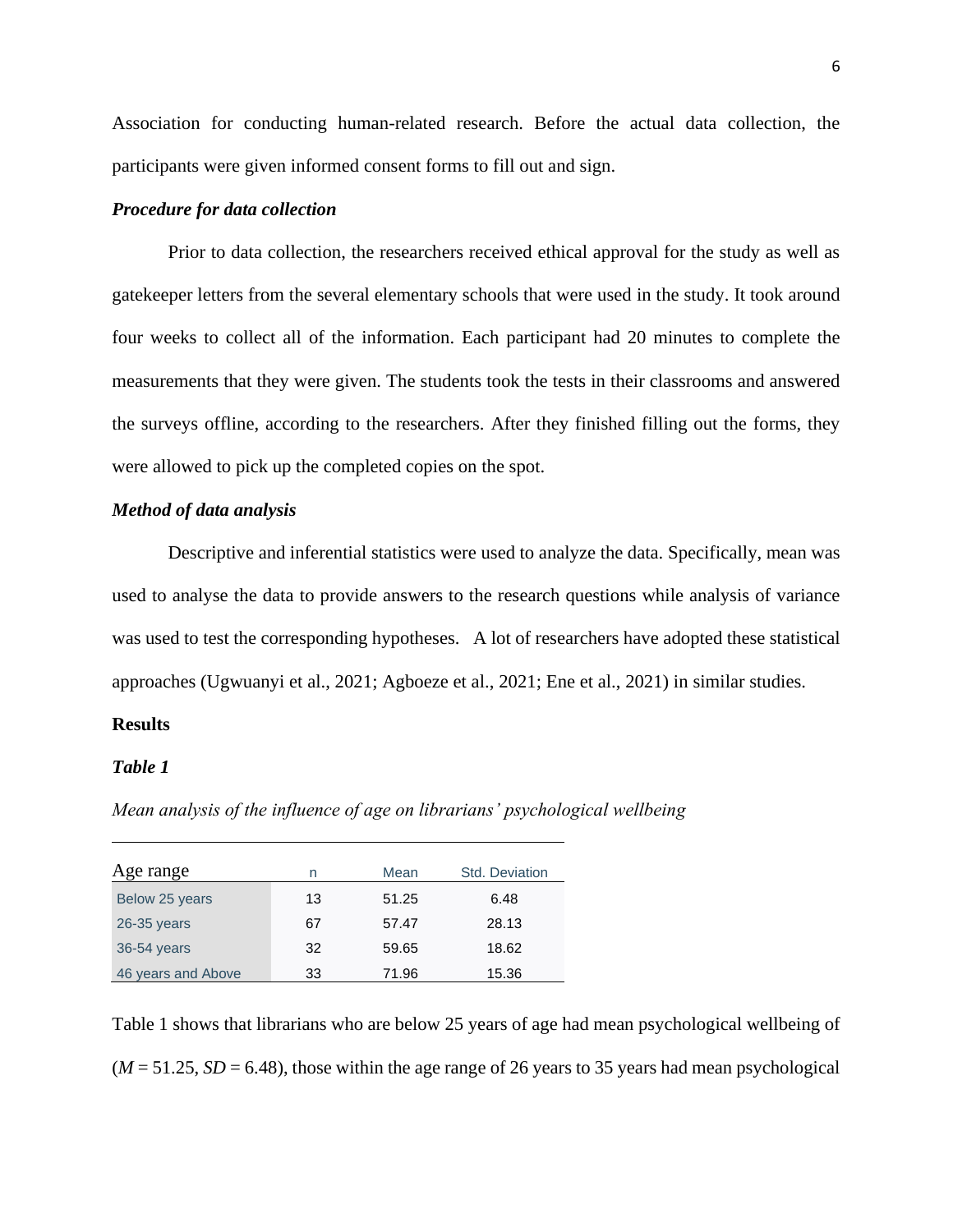Association for conducting human-related research. Before the actual data collection, the participants were given informed consent forms to fill out and sign.

***Procedure for data collection***

Prior to data collection, the researchers received ethical approval for the study as well as gatekeeper letters from the several elementary schools that were used in the study. It took around four weeks to collect all of the information. Each participant had 20 minutes to complete the measurements that they were given. The students took the tests in their classrooms and answered the surveys offline, according to the researchers. After they finished filling out the forms, they were allowed to pick up the completed copies on the spot.

***Method of data analysis***

Descriptive and inferential statistics were used to analyze the data. Specifically, mean was used to analyse the data to provide answers to the research questions while analysis of variance was used to test the corresponding hypotheses. A lot of researchers have adopted these statistical approaches (Ugwuanyi et al., 2021; Agboeze et al., 2021; Ene et al., 2021) in similar studies.

**Results**

***Table 1***

*Mean analysis of the influence of age on librarians' psychological wellbeing*

| Age range | n | Mean | Std. Deviation |
|---|---|---|---|
| Below 25 years | 13 | 51.25 | 6.48 |
| 26-35 years | 67 | 57.47 | 28.13 |
| 36-54 years | 32 | 59.65 | 18.62 |
| 46 years and Above | 33 | 71.96 | 15.36 |

Table 1 shows that librarians who are below 25 years of age had mean psychological wellbeing of (*M* = 51.25, *SD* = 6.48), those within the age range of 26 years to 35 years had mean psychological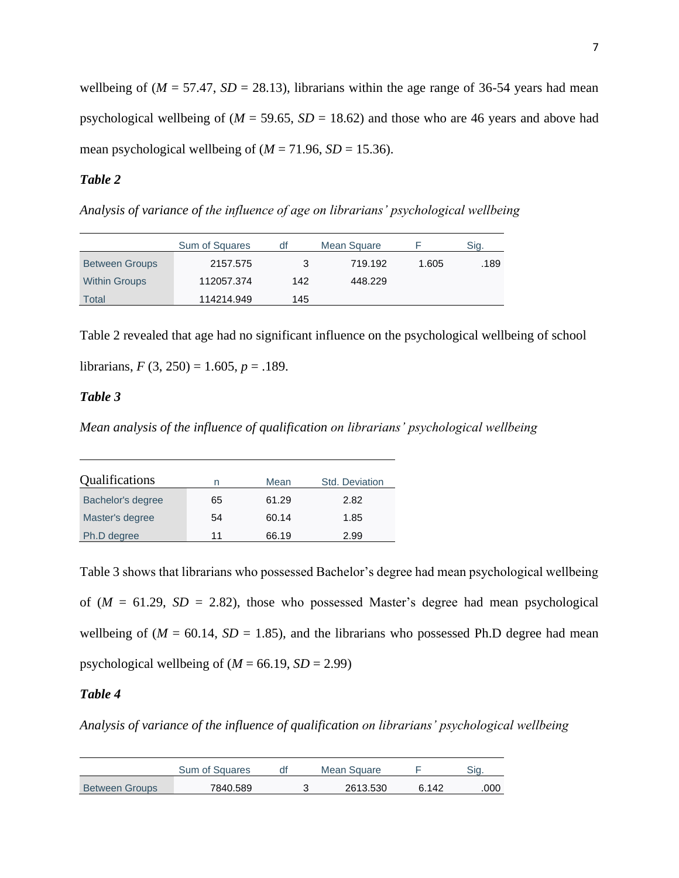wellbeing of ($M$ = 57.47, $SD$ = 28.13), librarians within the age range of 36-54 years had mean psychological wellbeing of ($M$ = 59.65, $SD$ = 18.62) and those who are 46 years and above had mean psychological wellbeing of ($M$ = 71.96, $SD$ = 15.36).

***Table 2***

*Analysis of variance of the influence of age on librarians' psychological wellbeing*

| | Sum of Squares | df | Mean Square | F | Sig. |
|---|---|---|---|---|---|
| Between Groups | 2157.575 | 3 | 719.192 | 1.605 | .189 |
| Within Groups | 112057.374 | 142 | 448.229 | | |
| Total | 114214.949 | 145 | | | |

Table 2 revealed that age had no significant influence on the psychological wellbeing of school librarians, $F$ (3, 250) = 1.605, $p$ = .189.

***Table 3***

*Mean analysis of the influence of qualification on librarians' psychological wellbeing*

| Qualifications | n | Mean | Std. Deviation |
|---|---|---|---|
| Bachelor's degree | 65 | 61.29 | 2.82 |
| Master's degree | 54 | 60.14 | 1.85 |
| Ph.D degree | 11 | 66.19 | 2.99 |

Table 3 shows that librarians who possessed Bachelor's degree had mean psychological wellbeing of ($M$ = 61.29, $SD$ = 2.82), those who possessed Master's degree had mean psychological wellbeing of ($M$ = 60.14, $SD$ = 1.85), and the librarians who possessed Ph.D degree had mean psychological wellbeing of ($M$ = 66.19, $SD$ = 2.99)

***Table 4***

*Analysis of variance of the influence of qualification on librarians' psychological wellbeing*

| | Sum of Squares | df | Mean Square | F | Sig. |
|---|---|---|---|---|---|
| Between Groups | 7840.589 | 3 | 2613.530 | 6.142 | .000 |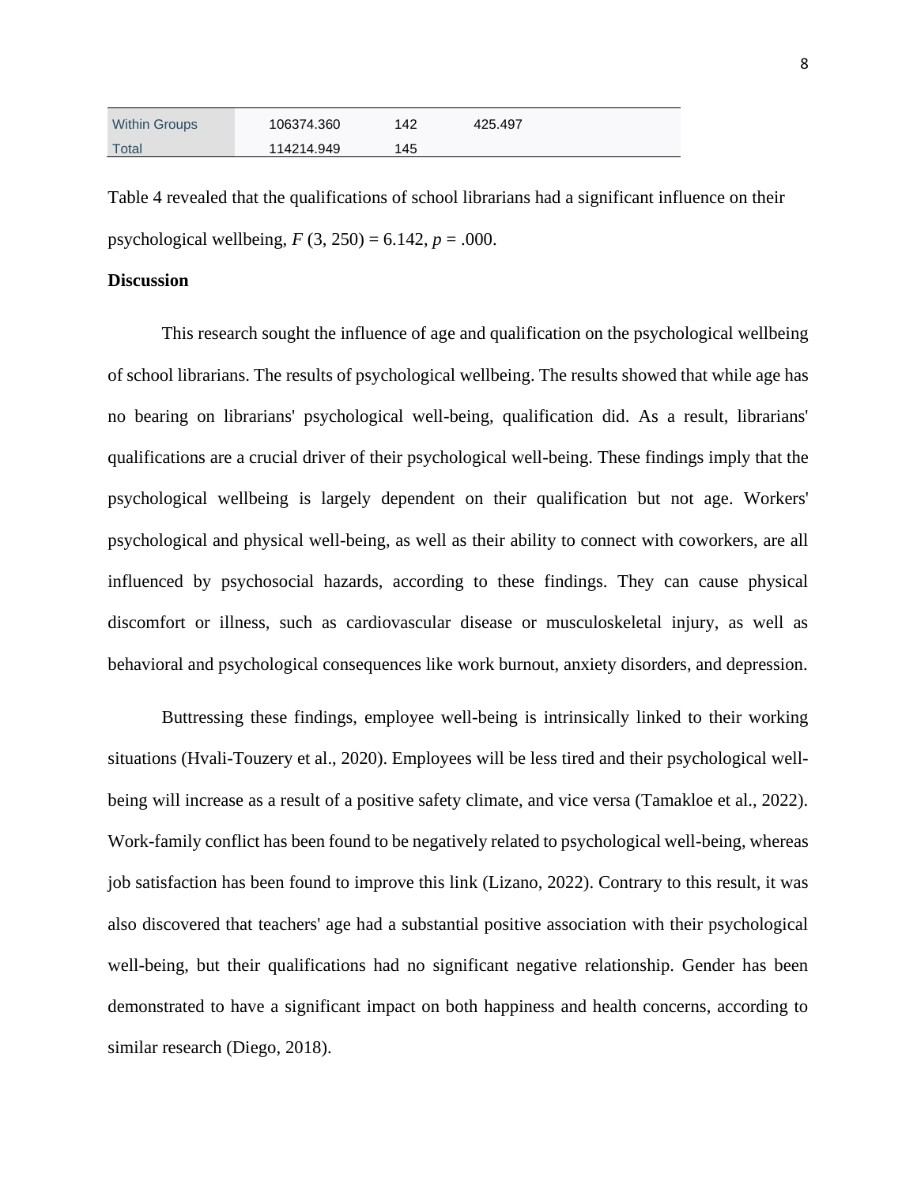| | | | | |
|---|---|---|---|---|
| Within Groups | 106374.360 | 142 | 425.497 | |
| Total | 114214.949 | 145 | | |

Table 4 revealed that the qualifications of school librarians had a significant influence on their psychological wellbeing, $F$ (3, 250) = 6.142, $p$ = .000.

**Discussion**

This research sought the influence of age and qualification on the psychological wellbeing of school librarians. The results of psychological wellbeing. The results showed that while age has no bearing on librarians' psychological well-being, qualification did. As a result, librarians' qualifications are a crucial driver of their psychological well-being. These findings imply that the psychological wellbeing is largely dependent on their qualification but not age. Workers' psychological and physical well-being, as well as their ability to connect with coworkers, are all influenced by psychosocial hazards, according to these findings. They can cause physical discomfort or illness, such as cardiovascular disease or musculoskeletal injury, as well as behavioral and psychological consequences like work burnout, anxiety disorders, and depression.

Buttressing these findings, employee well-being is intrinsically linked to their working situations (Hvali-Touzery et al., 2020). Employees will be less tired and their psychological well-being will increase as a result of a positive safety climate, and vice versa (Tamakloe et al., 2022). Work-family conflict has been found to be negatively related to psychological well-being, whereas job satisfaction has been found to improve this link (Lizano, 2022). Contrary to this result, it was also discovered that teachers' age had a substantial positive association with their psychological well-being, but their qualifications had no significant negative relationship. Gender has been demonstrated to have a significant impact on both happiness and health concerns, according to similar research (Diego, 2018).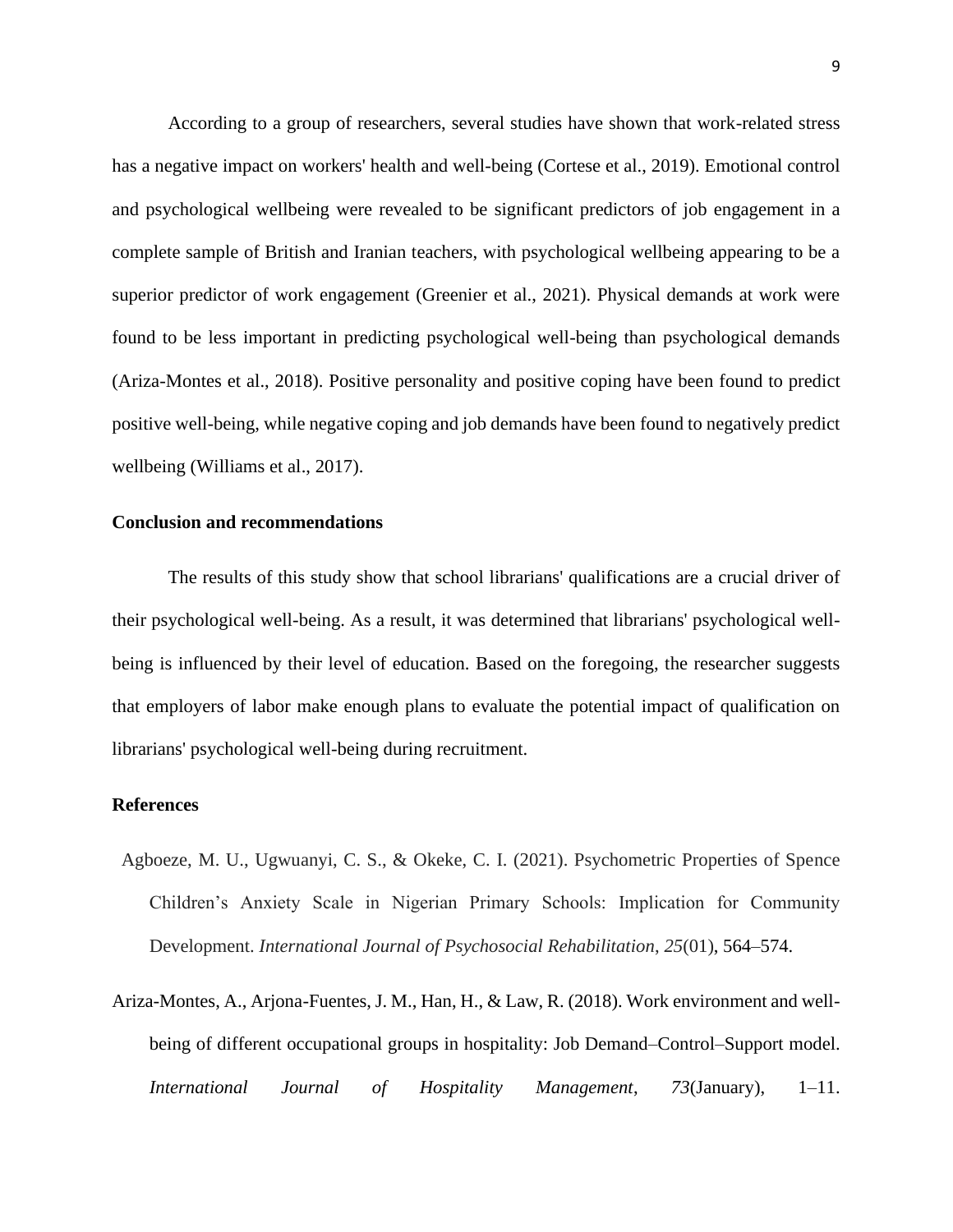According to a group of researchers, several studies have shown that work-related stress has a negative impact on workers' health and well-being (Cortese et al., 2019). Emotional control and psychological wellbeing were revealed to be significant predictors of job engagement in a complete sample of British and Iranian teachers, with psychological wellbeing appearing to be a superior predictor of work engagement (Greenier et al., 2021). Physical demands at work were found to be less important in predicting psychological well-being than psychological demands (Ariza-Montes et al., 2018). Positive personality and positive coping have been found to predict positive well-being, while negative coping and job demands have been found to negatively predict wellbeing (Williams et al., 2017).

## Conclusion and recommendations

The results of this study show that school librarians' qualifications are a crucial driver of their psychological well-being. As a result, it was determined that librarians' psychological well-being is influenced by their level of education. Based on the foregoing, the researcher suggests that employers of labor make enough plans to evaluate the potential impact of qualification on librarians' psychological well-being during recruitment.

## References

Agboeze, M. U., Ugwuanyi, C. S., & Okeke, C. I. (2021). Psychometric Properties of Spence Children's Anxiety Scale in Nigerian Primary Schools: Implication for Community Development. *International Journal of Psychosocial Rehabilitation*, *25*(01), 564–574.

Ariza-Montes, A., Arjona-Fuentes, J. M., Han, H., & Law, R. (2018). Work environment and well-being of different occupational groups in hospitality: Job Demand–Control–Support model. *International Journal of Hospitality Management*, *73*(January), 1–11.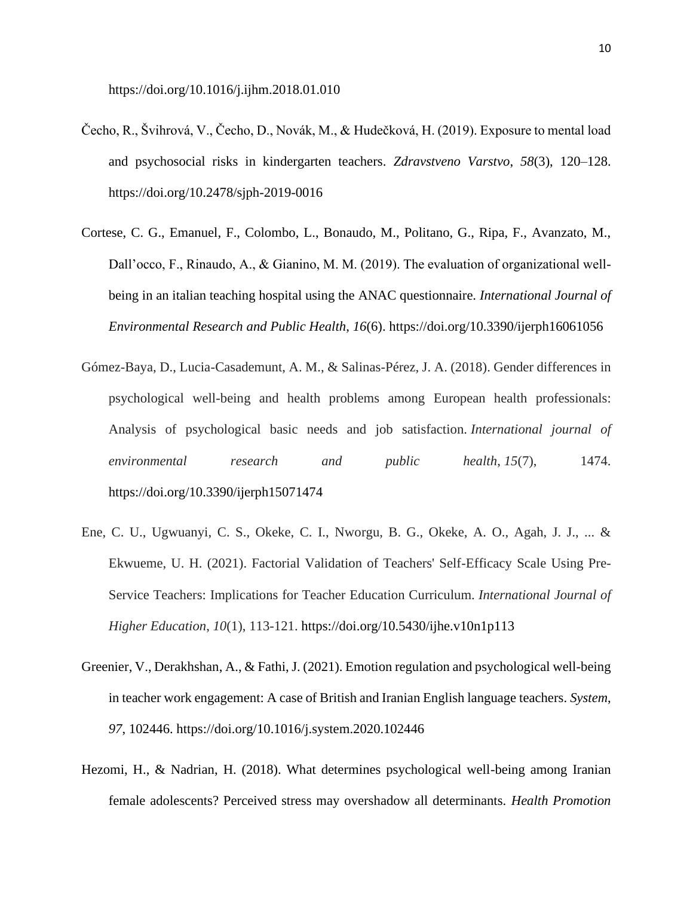https://doi.org/10.1016/j.ijhm.2018.01.010

Čecho, R., Švihrová, V., Čecho, D., Novák, M., & Hudečková, H. (2019). Exposure to mental load and psychosocial risks in kindergarten teachers. *Zdravstveno Varstvo*, *58*(3), 120–128. https://doi.org/10.2478/sjph-2019-0016

Cortese, C. G., Emanuel, F., Colombo, L., Bonaudo, M., Politano, G., Ripa, F., Avanzato, M., Dall'occo, F., Rinaudo, A., & Gianino, M. M. (2019). The evaluation of organizational well-being in an italian teaching hospital using the ANAC questionnaire. *International Journal of Environmental Research and Public Health*, *16*(6). https://doi.org/10.3390/ijerph16061056

Gómez-Baya, D., Lucia-Casademunt, A. M., & Salinas-Pérez, J. A. (2018). Gender differences in psychological well-being and health problems among European health professionals: Analysis of psychological basic needs and job satisfaction. *International journal of environmental research and public health*, *15*(7), 1474. https://doi.org/10.3390/ijerph15071474

Ene, C. U., Ugwuanyi, C. S., Okeke, C. I., Nworgu, B. G., Okeke, A. O., Agah, J. J., ... & Ekwueme, U. H. (2021). Factorial Validation of Teachers' Self-Efficacy Scale Using Pre-Service Teachers: Implications for Teacher Education Curriculum. *International Journal of Higher Education*, *10*(1), 113-121. https://doi.org/10.5430/ijhe.v10n1p113

Greenier, V., Derakhshan, A., & Fathi, J. (2021). Emotion regulation and psychological well-being in teacher work engagement: A case of British and Iranian English language teachers. *System*, *97*, 102446. https://doi.org/10.1016/j.system.2020.102446

Hezomi, H., & Nadrian, H. (2018). What determines psychological well-being among Iranian female adolescents? Perceived stress may overshadow all determinants. *Health Promotion*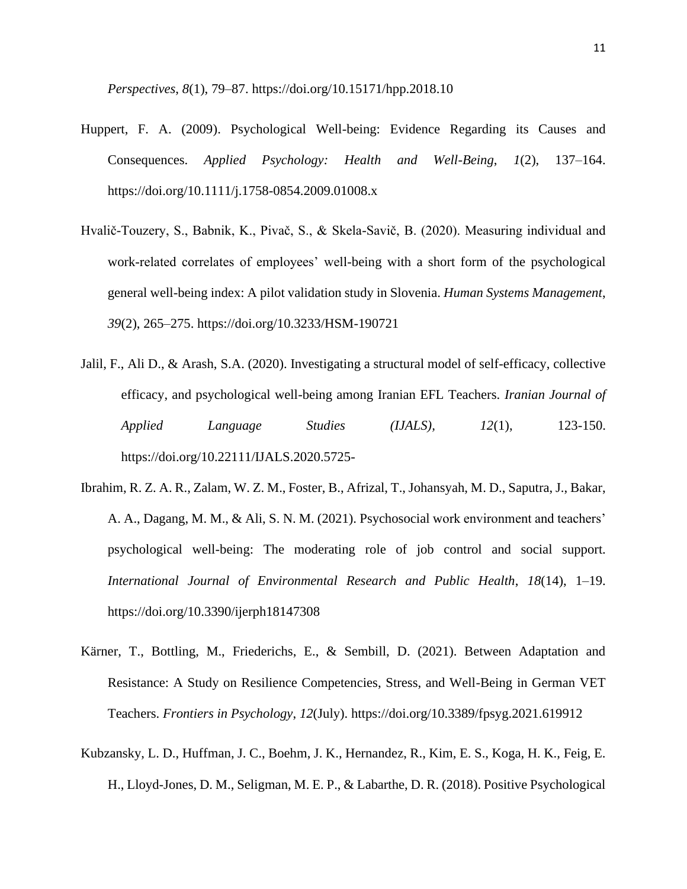*Perspectives*, *8*(1), 79–87. https://doi.org/10.15171/hpp.2018.10

Huppert, F. A. (2009). Psychological Well-being: Evidence Regarding its Causes and Consequences. *Applied Psychology: Health and Well-Being*, *1*(2), 137–164. https://doi.org/10.1111/j.1758-0854.2009.01008.x

Hvalič-Touzery, S., Babnik, K., Pivač, S., & Skela-Savič, B. (2020). Measuring individual and work-related correlates of employees' well-being with a short form of the psychological general well-being index: A pilot validation study in Slovenia. *Human Systems Management*, *39*(2), 265–275. https://doi.org/10.3233/HSM-190721

Jalil, F., Ali D., & Arash, S.A. (2020). Investigating a structural model of self-efficacy, collective efficacy, and psychological well-being among Iranian EFL Teachers. *Iranian Journal of Applied Language Studies (IJALS)*, *12*(1), 123-150. https://doi.org/10.22111/IJALS.2020.5725-

Ibrahim, R. Z. A. R., Zalam, W. Z. M., Foster, B., Afrizal, T., Johansyah, M. D., Saputra, J., Bakar, A. A., Dagang, M. M., & Ali, S. N. M. (2021). Psychosocial work environment and teachers' psychological well-being: The moderating role of job control and social support. *International Journal of Environmental Research and Public Health*, *18*(14), 1–19. https://doi.org/10.3390/ijerph18147308

Kärner, T., Bottling, M., Friederichs, E., & Sembill, D. (2021). Between Adaptation and Resistance: A Study on Resilience Competencies, Stress, and Well-Being in German VET Teachers. *Frontiers in Psychology*, *12*(July). https://doi.org/10.3389/fpsyg.2021.619912

Kubzansky, L. D., Huffman, J. C., Boehm, J. K., Hernandez, R., Kim, E. S., Koga, H. K., Feig, E. H., Lloyd-Jones, D. M., Seligman, M. E. P., & Labarthe, D. R. (2018). Positive Psychological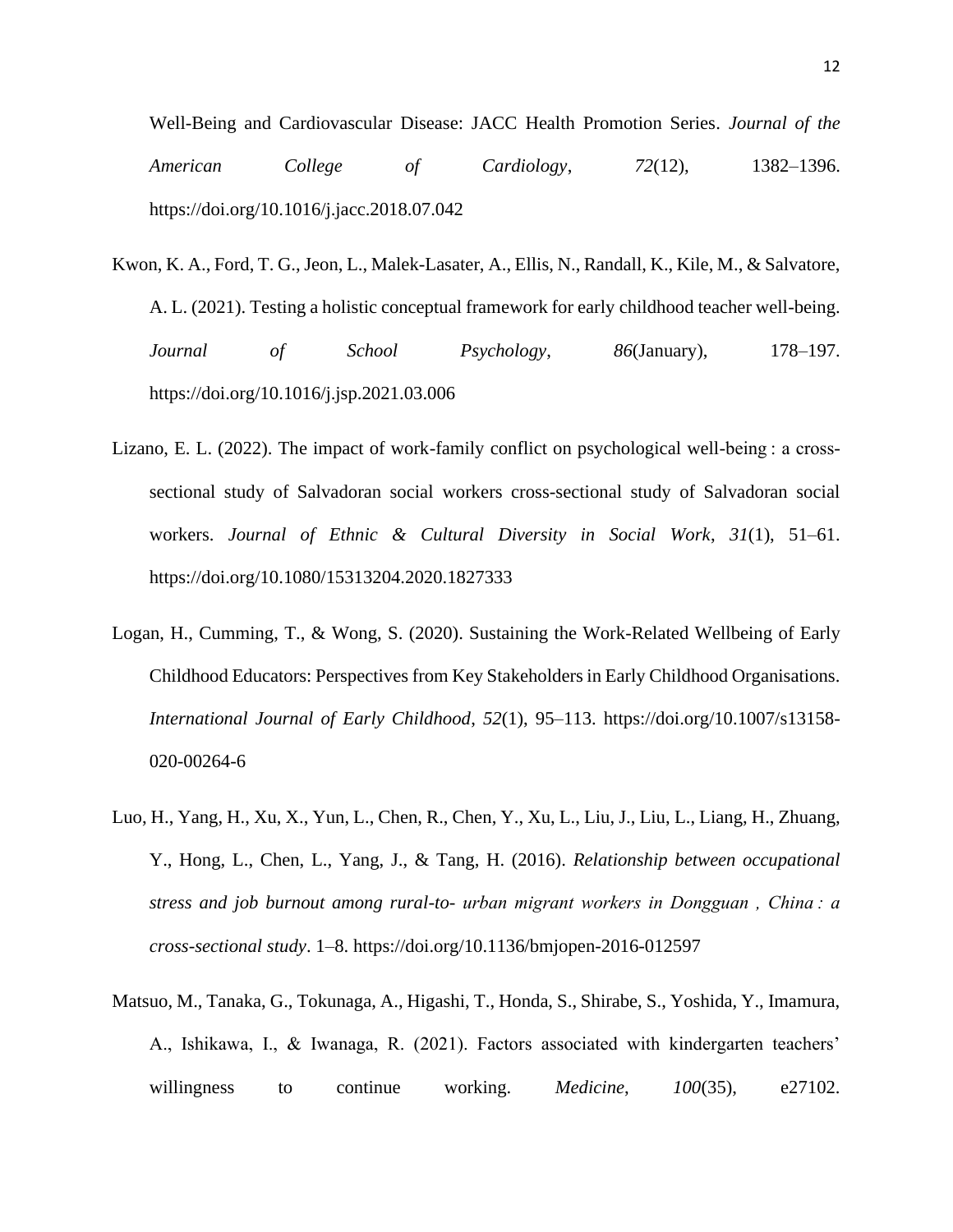Well-Being and Cardiovascular Disease: JACC Health Promotion Series. *Journal of the American College of Cardiology*, *72*(12), 1382–1396. https://doi.org/10.1016/j.jacc.2018.07.042

Kwon, K. A., Ford, T. G., Jeon, L., Malek-Lasater, A., Ellis, N., Randall, K., Kile, M., & Salvatore, A. L. (2021). Testing a holistic conceptual framework for early childhood teacher well-being. *Journal of School Psychology*, *86*(January), 178–197. https://doi.org/10.1016/j.jsp.2021.03.006

Lizano, E. L. (2022). The impact of work-family conflict on psychological well-being : a cross-sectional study of Salvadoran social workers cross-sectional study of Salvadoran social workers. *Journal of Ethnic & Cultural Diversity in Social Work*, *31*(1), 51–61. https://doi.org/10.1080/15313204.2020.1827333

Logan, H., Cumming, T., & Wong, S. (2020). Sustaining the Work-Related Wellbeing of Early Childhood Educators: Perspectives from Key Stakeholders in Early Childhood Organisations. *International Journal of Early Childhood*, *52*(1), 95–113. https://doi.org/10.1007/s13158-020-00264-6

Luo, H., Yang, H., Xu, X., Yun, L., Chen, R., Chen, Y., Xu, L., Liu, J., Liu, L., Liang, H., Zhuang, Y., Hong, L., Chen, L., Yang, J., & Tang, H. (2016). *Relationship between occupational stress and job burnout among rural-to- urban migrant workers in Dongguan , China : a cross-sectional study*. 1–8. https://doi.org/10.1136/bmjopen-2016-012597

Matsuo, M., Tanaka, G., Tokunaga, A., Higashi, T., Honda, S., Shirabe, S., Yoshida, Y., Imamura, A., Ishikawa, I., & Iwanaga, R. (2021). Factors associated with kindergarten teachers' willingness to continue working. *Medicine*, *100*(35), e27102.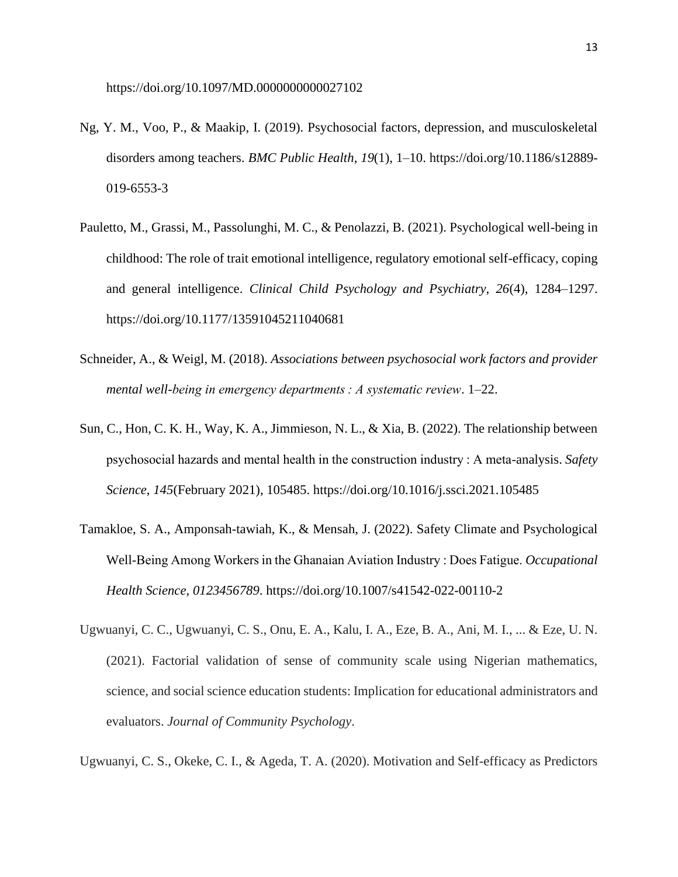https://doi.org/10.1097/MD.0000000000027102

Ng, Y. M., Voo, P., & Maakip, I. (2019). Psychosocial factors, depression, and musculoskeletal disorders among teachers. *BMC Public Health*, *19*(1), 1–10. https://doi.org/10.1186/s12889-019-6553-3

Pauletto, M., Grassi, M., Passolunghi, M. C., & Penolazzi, B. (2021). Psychological well-being in childhood: The role of trait emotional intelligence, regulatory emotional self-efficacy, coping and general intelligence. *Clinical Child Psychology and Psychiatry*, *26*(4), 1284–1297. https://doi.org/10.1177/13591045211040681

Schneider, A., & Weigl, M. (2018). *Associations between psychosocial work factors and provider mental well-being in emergency departments : A systematic review*. 1–22.

Sun, C., Hon, C. K. H., Way, K. A., Jimmieson, N. L., & Xia, B. (2022). The relationship between psychosocial hazards and mental health in the construction industry : A meta-analysis. *Safety Science*, *145*(February 2021), 105485. https://doi.org/10.1016/j.ssci.2021.105485

Tamakloe, S. A., Amponsah-tawiah, K., & Mensah, J. (2022). Safety Climate and Psychological Well-Being Among Workers in the Ghanaian Aviation Industry : Does Fatigue. *Occupational Health Science*, *0123456789*. https://doi.org/10.1007/s41542-022-00110-2

Ugwuanyi, C. C., Ugwuanyi, C. S., Onu, E. A., Kalu, I. A., Eze, B. A., Ani, M. I., ... & Eze, U. N. (2021). Factorial validation of sense of community scale using Nigerian mathematics, science, and social science education students: Implication for educational administrators and evaluators. *Journal of Community Psychology*.

Ugwuanyi, C. S., Okeke, C. I., & Ageda, T. A. (2020). Motivation and Self-efficacy as Predictors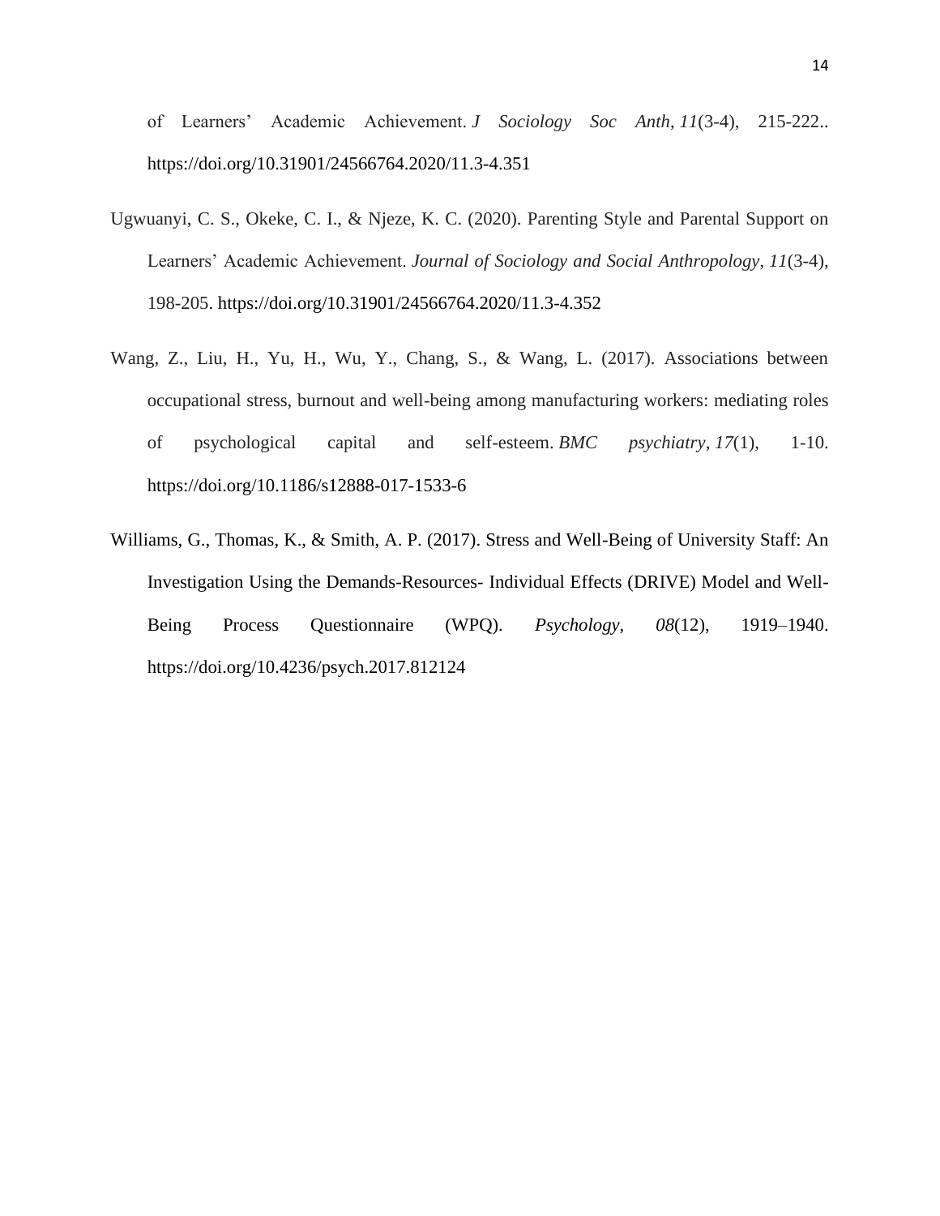of Learners' Academic Achievement. *J Sociology Soc Anth*, *11*(3-4), 215-222.. https://doi.org/10.31901/24566764.2020/11.3-4.351

Ugwuanyi, C. S., Okeke, C. I., & Njeze, K. C. (2020). Parenting Style and Parental Support on Learners' Academic Achievement. *Journal of Sociology and Social Anthropology*, *11*(3-4), 198-205. https://doi.org/10.31901/24566764.2020/11.3-4.352

Wang, Z., Liu, H., Yu, H., Wu, Y., Chang, S., & Wang, L. (2017). Associations between occupational stress, burnout and well-being among manufacturing workers: mediating roles of psychological capital and self-esteem. *BMC psychiatry*, *17*(1), 1-10. https://doi.org/10.1186/s12888-017-1533-6

Williams, G., Thomas, K., & Smith, A. P. (2017). Stress and Well-Being of University Staff: An Investigation Using the Demands-Resources- Individual Effects (DRIVE) Model and Well-Being Process Questionnaire (WPQ). *Psychology*, *08*(12), 1919–1940. https://doi.org/10.4236/psych.2017.812124